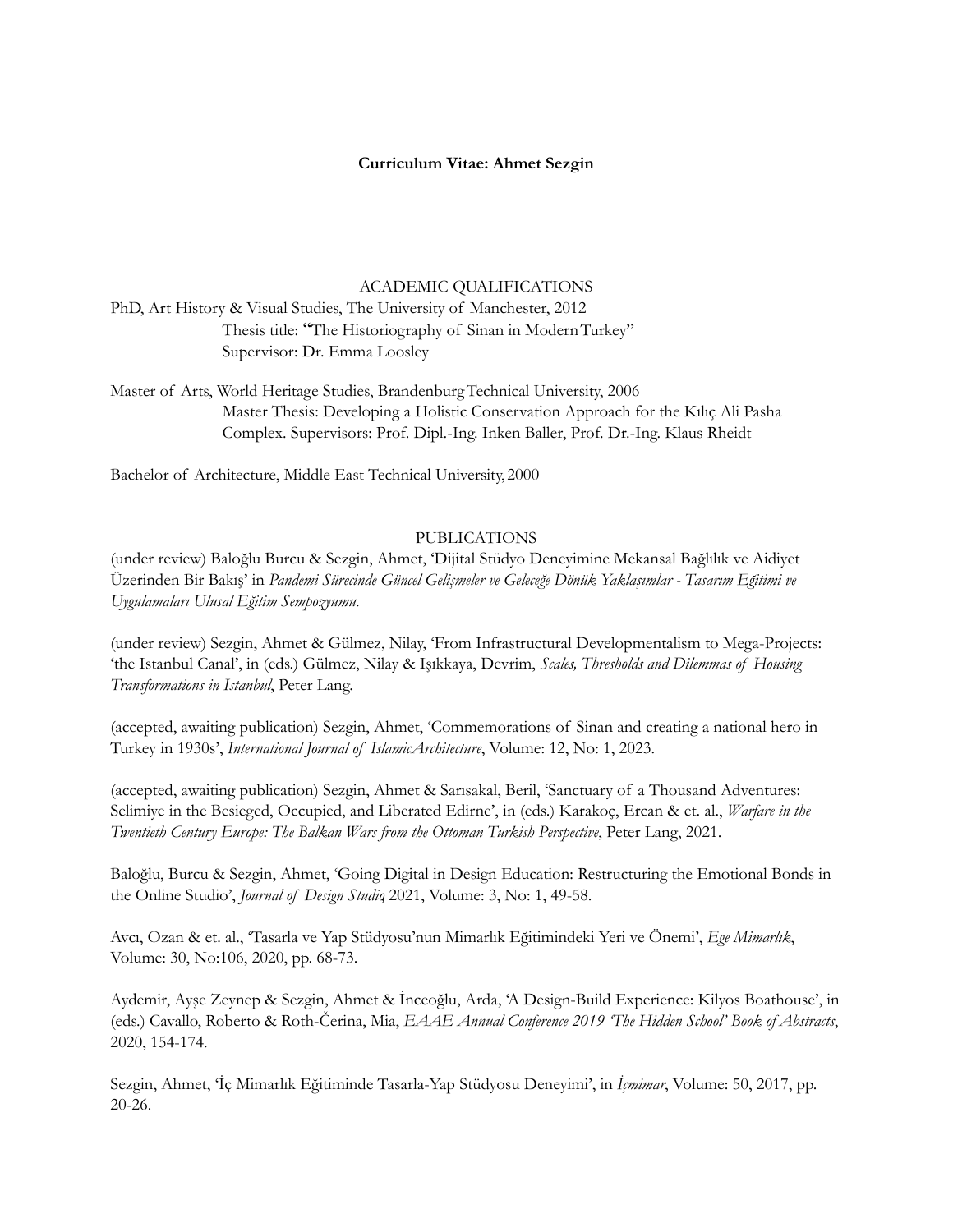**Curriculum Vitae: Ahmet Sezgin**

## ACADEMIC QUALIFICATIONS

PhD, Art History & Visual Studies, The University of Manchester, 2012
Thesis title: "The Historiography of Sinan in Modern Turkey"
Supervisor: Dr. Emma Loosley

Master of Arts, World Heritage Studies, Brandenburg Technical University, 2006
Master Thesis: Developing a Holistic Conservation Approach for the Kılıç Ali Pasha Complex. Supervisors: Prof. Dipl.-Ing. Inken Baller, Prof. Dr.-Ing. Klaus Rheidt

Bachelor of Architecture, Middle East Technical University, 2000

## PUBLICATIONS

(under review) Baloğlu Burcu & Sezgin, Ahmet, 'Dijital Stüdyo Deneyimine Mekansal Bağlılık ve Aidiyet Üzerinden Bir Bakış' in *Pandemi Sürecinde Güncel Gelişmeler ve Geleceğe Dönük Yaklaşımlar - Tasarım Eğitimi ve Uygulamaları Ulusal Eğitim Sempozyumu*.

(under review) Sezgin, Ahmet & Gülmez, Nilay, 'From Infrastructural Developmentalism to Mega-Projects: 'the Istanbul Canal', in (eds.) Gülmez, Nilay & Işıkkaya, Devrim, *Scales, Thresholds and Dilemmas of Housing Transformations in Istanbul*, Peter Lang.

(accepted, awaiting publication) Sezgin, Ahmet, 'Commemorations of Sinan and creating a national hero in Turkey in 1930s', *International Journal of Islamic Architecture*, Volume: 12, No: 1, 2023.

(accepted, awaiting publication) Sezgin, Ahmet & Sarısakal, Beril, 'Sanctuary of a Thousand Adventures: Selimiye in the Besieged, Occupied, and Liberated Edirne', in (eds.) Karakoç, Ercan & et. al., *Warfare in the Twentieth Century Europe: The Balkan Wars from the Ottoman Turkish Perspective*, Peter Lang, 2021.

Baloğlu, Burcu & Sezgin, Ahmet, 'Going Digital in Design Education: Restructuring the Emotional Bonds in the Online Studio', *Journal of Design Studio*, 2021, Volume: 3, No: 1, 49-58.

Avcı, Ozan & et. al., 'Tasarla ve Yap Stüdyosu'nun Mimarlık Eğitimindeki Yeri ve Önemi', *Ege Mimarlık*, Volume: 30, No:106, 2020, pp. 68-73.

Aydemir, Ayşe Zeynep & Sezgin, Ahmet & İnceoğlu, Arda, 'A Design-Build Experience: Kilyos Boathouse', in (eds.) Cavallo, Roberto & Roth-Čerina, Mia, *EAAE Annual Conference 2019 'The Hidden School' Book of Abstracts*, 2020, 154-174.

Sezgin, Ahmet, 'İç Mimarlık Eğitiminde Tasarla-Yap Stüdyosu Deneyimi', in *İçmimar*, Volume: 50, 2017, pp. 20-26.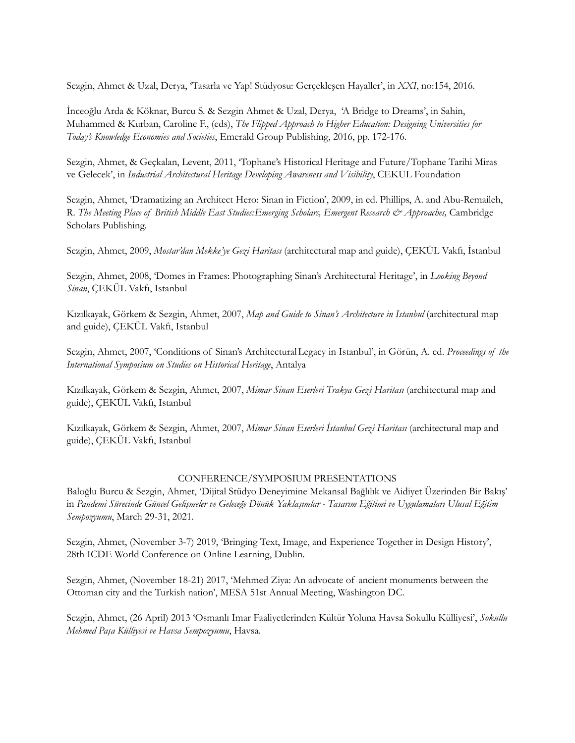Sezgin, Ahmet & Uzal, Derya, 'Tasarla ve Yap! Stüdyosu: Gerçekleşen Hayaller', in *XXI*, no:154, 2016.

İnceoğlu Arda & Köknar, Burcu S. & Sezgin Ahmet & Uzal, Derya, 'A Bridge to Dreams', in Sahin, Muhammed & Kurban, Caroline F., (eds), *The Flipped Approach to Higher Education: Designing Universities for Today's Knowledge Economies and Societies*, Emerald Group Publishing, 2016, pp. 172-176.

Sezgin, Ahmet, & Geçkalan, Levent, 2011, 'Tophane's Historical Heritage and Future/Tophane Tarihi Miras ve Gelecek', in *Industrial Architectural Heritage Developing Awareness and Visibility*, CEKUL Foundation

Sezgin, Ahmet, 'Dramatizing an Architect Hero: Sinan in Fiction', 2009, in ed. Phillips, A. and Abu-Remaileh, R. *The Meeting Place of British Middle East Studies:Emerging Scholars, Emergent Research & Approaches,* Cambridge Scholars Publishing.

Sezgin, Ahmet, 2009, *Mostar'dan Mekke'ye Gezi Haritası* (architectural map and guide), ÇEKÜL Vakfı, İstanbul

Sezgin, Ahmet, 2008, 'Domes in Frames: Photographing Sinan's Architectural Heritage', in *Looking Beyond Sinan*, ÇEKÜL Vakfı, Istanbul

Kızılkayak, Görkem & Sezgin, Ahmet, 2007, *Map and Guide to Sinan's Architecture in Istanbul* (architectural map and guide), ÇEKÜL Vakfı, Istanbul

Sezgin, Ahmet, 2007, 'Conditions of Sinan's Architectural Legacy in Istanbul', in Görün, A. ed. *Proceedings of the International Symposium on Studies on Historical Heritage*, Antalya

Kızılkayak, Görkem & Sezgin, Ahmet, 2007, *Mimar Sinan Eserleri Trakya Gezi Haritası* (architectural map and guide), ÇEKÜL Vakfı, Istanbul

Kızılkayak, Görkem & Sezgin, Ahmet, 2007, *Mimar Sinan Eserleri İstanbul Gezi Haritası* (architectural map and guide), ÇEKÜL Vakfı, Istanbul

## CONFERENCE/SYMPOSIUM PRESENTATIONS

Baloğlu Burcu & Sezgin, Ahmet, 'Dijital Stüdyo Deneyimine Mekansal Bağlılık ve Aidiyet Üzerinden Bir Bakış' in *Pandemi Sürecinde Güncel Gelişmeler ve Geleceğe Dönük Yaklaşımlar - Tasarım Eğitimi ve Uygulamaları Ulusal Eğitim Sempozyumu*, March 29-31, 2021.

Sezgin, Ahmet, (November 3-7) 2019, 'Bringing Text, Image, and Experience Together in Design History', 28th ICDE World Conference on Online Learning, Dublin.

Sezgin, Ahmet, (November 18-21) 2017, 'Mehmed Ziya: An advocate of ancient monuments between the Ottoman city and the Turkish nation', MESA 51st Annual Meeting, Washington DC.

Sezgin, Ahmet, (26 April) 2013 'Osmanlı Imar Faaliyetlerinden Kültür Yoluna Havsa Sokullu Külliyesi', *Sokullu Mehmed Paşa Külliyesi ve Havsa Sempozyumu*, Havsa.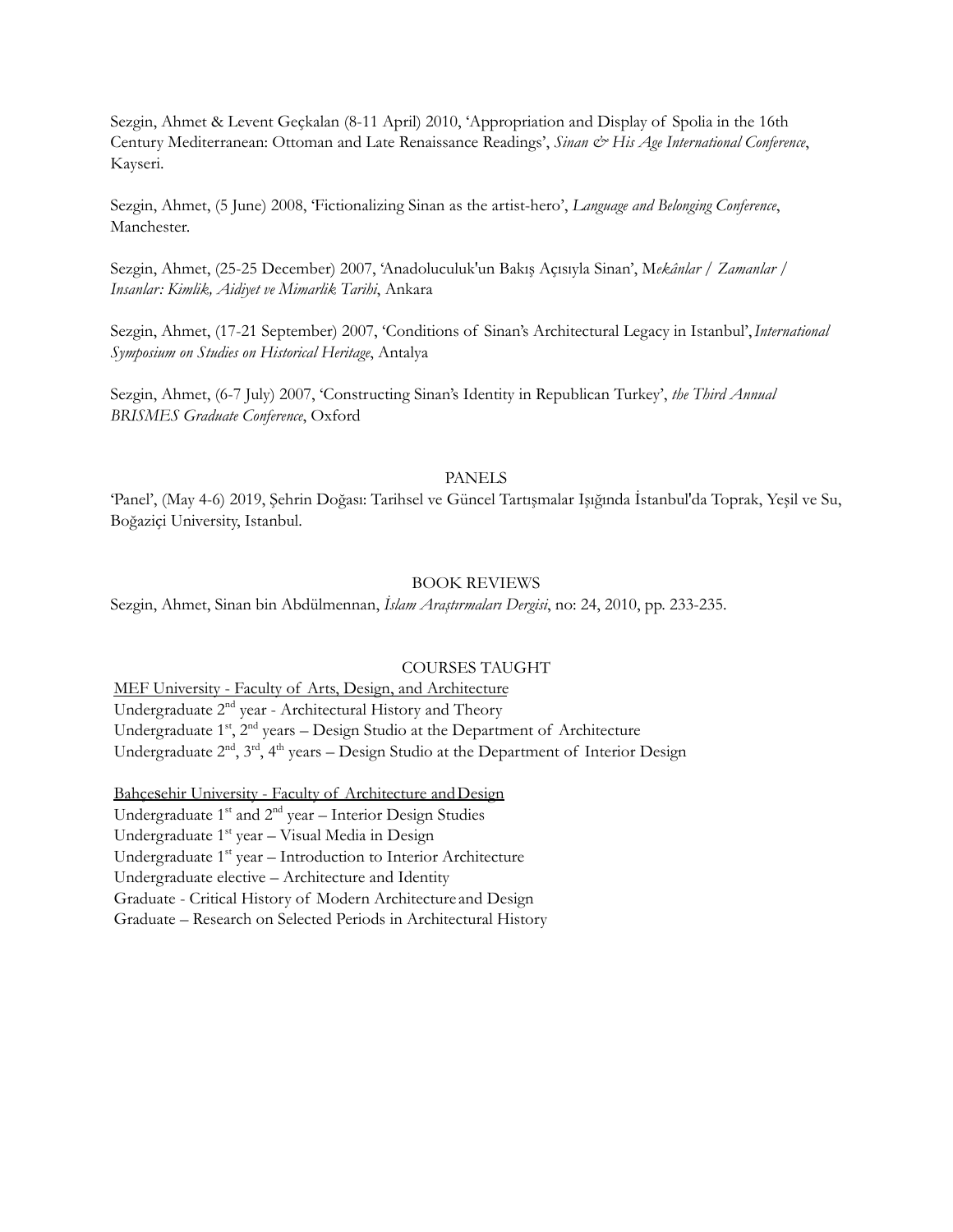Sezgin, Ahmet & Levent Geçkalan (8-11 April) 2010, 'Appropriation and Display of Spolia in the 16th Century Mediterranean: Ottoman and Late Renaissance Readings', *Sinan & His Age International Conference*, Kayseri.

Sezgin, Ahmet, (5 June) 2008, 'Fictionalizing Sinan as the artist-hero', *Language and Belonging Conference*, Manchester.

Sezgin, Ahmet, (25-25 December) 2007, 'Anadoluculuk'un Bakış Açısıyla Sinan', M*ekânlar / Zamanlar / Insanlar: Kimlik, Aidiyet ve Mimarlik Tarihi*, Ankara

Sezgin, Ahmet, (17-21 September) 2007, 'Conditions of Sinan's Architectural Legacy in Istanbul', *International Symposium on Studies on Historical Heritage*, Antalya

Sezgin, Ahmet, (6-7 July) 2007, 'Constructing Sinan's Identity in Republican Turkey', *the Third Annual BRISMES Graduate Conference*, Oxford

## PANELS

'Panel', (May 4-6) 2019, Şehrin Doğası: Tarihsel ve Güncel Tartışmalar Işığında İstanbul'da Toprak, Yeşil ve Su, Boğaziçi University, Istanbul.

## BOOK REVIEWS

Sezgin, Ahmet, Sinan bin Abdülmennan, *İslam Araştırmaları Dergisi*, no: 24, 2010, pp. 233-235.

## COURSES TAUGHT

<u>MEF University - Faculty of Arts, Design, and Architecture</u>

Undergraduate 2nd year - Architectural History and Theory
Undergraduate 1st, 2nd years – Design Studio at the Department of Architecture
Undergraduate 2nd, 3rd, 4th years – Design Studio at the Department of Interior Design

<u>Bahçesehir University - Faculty of Architecture and Design</u>

Undergraduate 1st and 2nd year – Interior Design Studies
Undergraduate 1st year – Visual Media in Design
Undergraduate 1st year – Introduction to Interior Architecture
Undergraduate elective – Architecture and Identity
Graduate - Critical History of Modern Architecture and Design
Graduate – Research on Selected Periods in Architectural History